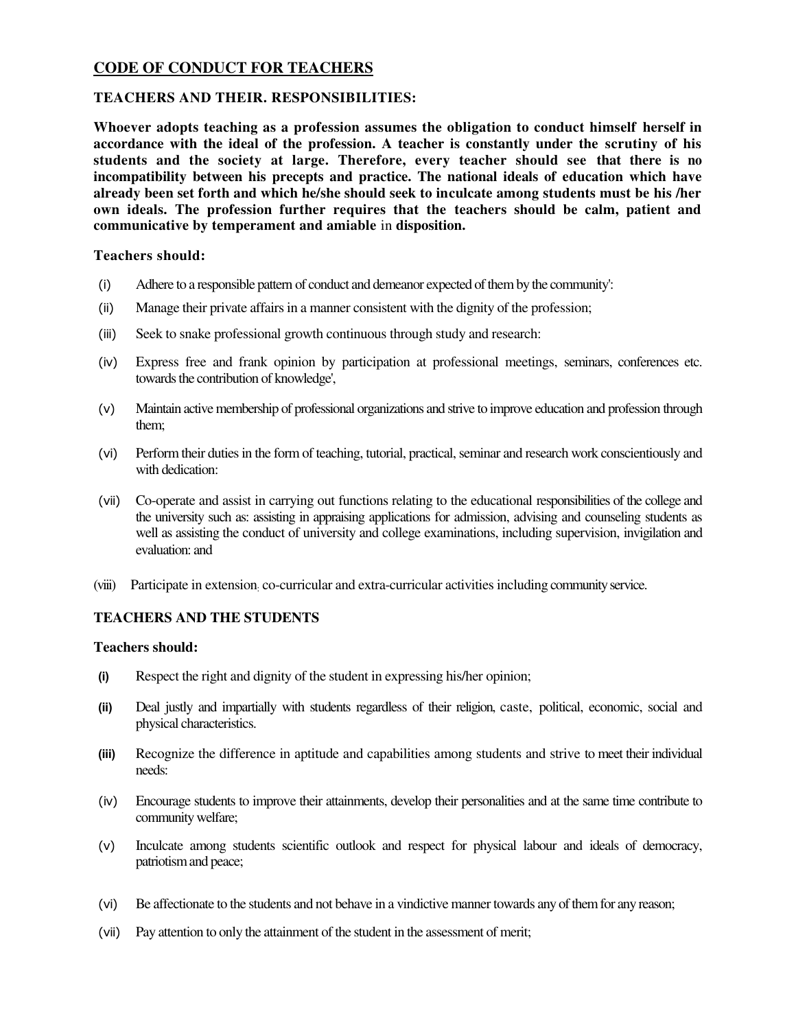## CODE OF CONDUCT FOR TEACHERS

### TEACHERS AND THEIR. RESPONSIBILITIES:

**Whoever adopts teaching as a profession assumes the obligation to conduct himself herself in accordance with the ideal of the profession. A teacher is constantly under the scrutiny of his students and the society at large. Therefore, every teacher should see that there is no incompatibility between his precepts and practice. The national ideals of education which have already been set forth and which he/she should seek to inculcate among students must be his /her own ideals. The profession further requires that the teachers should be calm, patient and communicative by temperament and amiable in disposition.**

**Teachers should:**

(i) Adhere to a responsible pattern of conduct and demeanor expected of them by the community':

(ii) Manage their private affairs in a manner consistent with the dignity of the profession;

(iii) Seek to snake professional growth continuous through study and research:

(iv) Express free and frank opinion by participation at professional meetings, seminars, conferences etc. towards the contribution of knowledge',

(v) Maintain active membership of professional organizations and strive to improve education and profession through them;

(vi) Perform their duties in the form of teaching, tutorial, practical, seminar and research work conscientiously and with dedication:

(vii) Co-operate and assist in carrying out functions relating to the educational responsibilities of the college and the university such as: assisting in appraising applications for admission, advising and counseling students as well as assisting the conduct of university and college examinations, including supervision, invigilation and evaluation: and

(viii) Participate in extension. co-curricular and extra-curricular activities including community service.

### TEACHERS AND THE STUDENTS

**Teachers should:**

**(i)** Respect the right and dignity of the student in expressing his/her opinion;

**(ii)** Deal justly and impartially with students regardless of their religion, caste, political, economic, social and physical characteristics.

**(iii)** Recognize the difference in aptitude and capabilities among students and strive to meet their individual needs:

(iv) Encourage students to improve their attainments, develop their personalities and at the same time contribute to community welfare;

(v) Inculcate among students scientific outlook and respect for physical labour and ideals of democracy, patriotism and peace;

(vi) Be affectionate to the students and not behave in a vindictive manner towards any of them for any reason;

(vii) Pay attention to only the attainment of the student in the assessment of merit;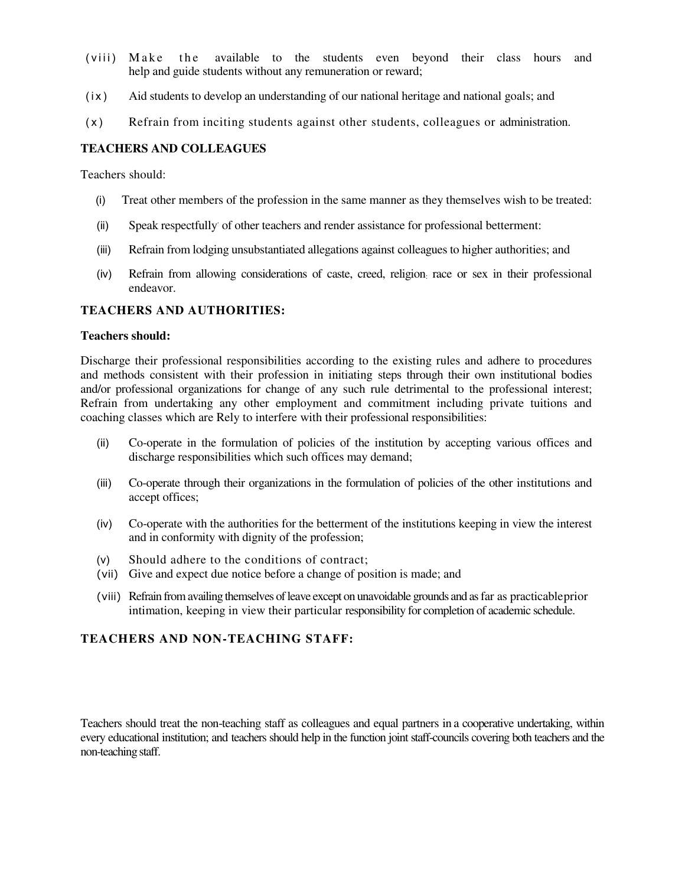(viii) Make the available to the students even beyond their class hours and help and guide students without any remuneration or reward;

(ix) Aid students to develop an understanding of our national heritage and national goals; and

(x) Refrain from inciting students against other students, colleagues or administration.

**TEACHERS AND COLLEAGUES**

Teachers should:

(i) Treat other members of the profession in the same manner as they themselves wish to be treated:

(ii) Speak respectfully of other teachers and render assistance for professional betterment:

(iii) Refrain from lodging unsubstantiated allegations against colleagues to higher authorities; and

(iv) Refrain from allowing considerations of caste, creed, religion; race or sex in their professional endeavor.

**TEACHERS AND AUTHORITIES:**

**Teachers should:**

Discharge their professional responsibilities according to the existing rules and adhere to procedures and methods consistent with their profession in initiating steps through their own institutional bodies and/or professional organizations for change of any such rule detrimental to the professional interest; Refrain from undertaking any other employment and commitment including private tuitions and coaching classes which are Rely to interfere with their professional responsibilities:

(ii) Co-operate in the formulation of policies of the institution by accepting various offices and discharge responsibilities which such offices may demand;

(iii) Co-operate through their organizations in the formulation of policies of the other institutions and accept offices;

(iv) Co-operate with the authorities for the betterment of the institutions keeping in view the interest and in conformity with dignity of the profession;

(v) Should adhere to the conditions of contract;

(vii) Give and expect due notice before a change of position is made; and

(viii) Refrain from availing themselves of leave except on unavoidable grounds and as far as practicableprior intimation, keeping in view their particular responsibility for completion of academic schedule.

**TEACHERS AND NON-TEACHING STAFF:**

Teachers should treat the non-teaching staff as colleagues and equal partners in a cooperative undertaking, within every educational institution; and teachers should help in the function joint staff-councils covering both teachers and the non-teaching staff.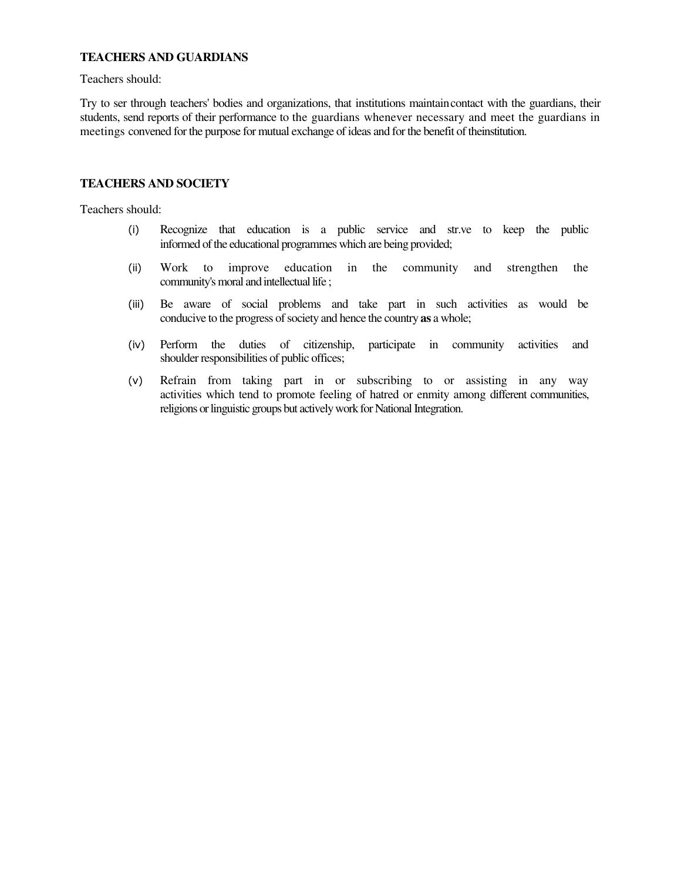**TEACHERS AND GUARDIANS**

Teachers should:

Try to ser through teachers' bodies and organizations, that institutions maintain contact with the guardians, their students, send reports of their performance to the guardians whenever necessary and meet the guardians in meetings convened for the purpose for mutual exchange of ideas and for the benefit of theinstitution.

**TEACHERS AND SOCIETY**

Teachers should:

(i) Recognize that education is a public service and str.ve to keep the public informed of the educational programmes which are being provided;

(ii) Work to improve education in the community and strengthen the community's moral and intellectual life ;

(iii) Be aware of social problems and take part in such activities as would be conducive to the progress of society and hence the country **as** a whole;

(iv) Perform the duties of citizenship, participate in community activities and shoulder responsibilities of public offices;

(v) Refrain from taking part in or subscribing to or assisting in any way activities which tend to promote feeling of hatred or enmity among different communities, religions or linguistic groups but actively work for National Integration.